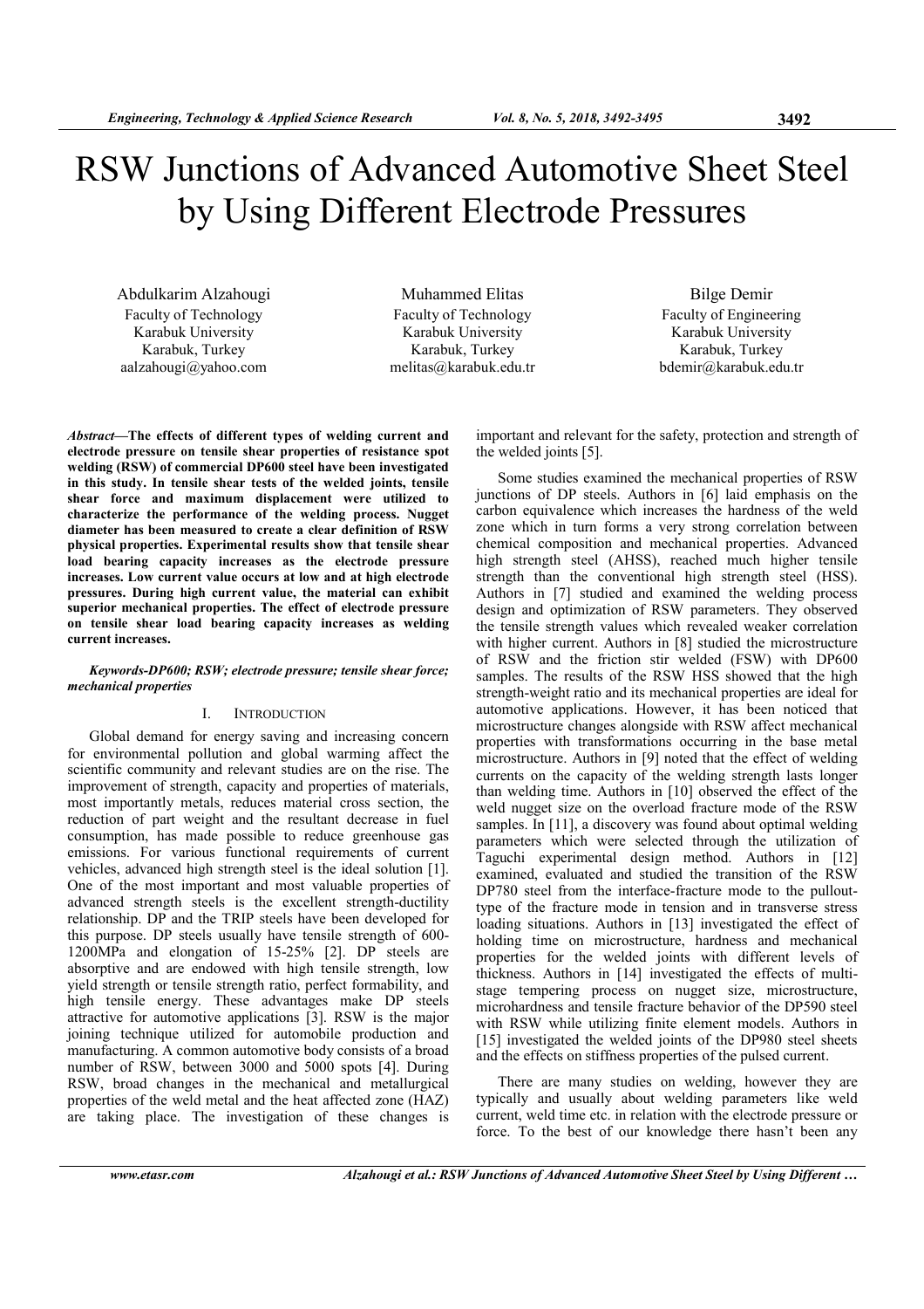# RSW Junctions of Advanced Automotive Sheet Steel by Using Different Electrode Pressures

Abdulkarim Alzahougi
Faculty of Technology
Karabuk University
Karabuk, Turkey
aalzahougi@yahoo.com

Muhammed Elitas
Faculty of Technology
Karabuk University
Karabuk, Turkey
melitas@karabuk.edu.tr

Bilge Demir
Faculty of Engineering
Karabuk University
Karabuk, Turkey
bdemir@karabuk.edu.tr

***Abstract*—The effects of different types of welding current and electrode pressure on tensile shear properties of resistance spot welding (RSW) of commercial DP600 steel have been investigated in this study. In tensile shear tests of the welded joints, tensile shear force and maximum displacement were utilized to characterize the performance of the welding process. Nugget diameter has been measured to create a clear definition of RSW physical properties. Experimental results show that tensile shear load bearing capacity increases as the electrode pressure increases. Low current value occurs at low and at high electrode pressures. During high current value, the material can exhibit superior mechanical properties. The effect of electrode pressure on tensile shear load bearing capacity increases as welding current increases.**

***Keywords-DP600; RSW; electrode pressure; tensile shear force; mechanical properties***

## I. INTRODUCTION

Global demand for energy saving and increasing concern for environmental pollution and global warming affect the scientific community and relevant studies are on the rise. The improvement of strength, capacity and properties of materials, most importantly metals, reduces material cross section, the reduction of part weight and the resultant decrease in fuel consumption, has made possible to reduce greenhouse gas emissions. For various functional requirements of current vehicles, advanced high strength steel is the ideal solution [1]. One of the most important and most valuable properties of advanced strength steels is the excellent strength-ductility relationship. DP and the TRIP steels have been developed for this purpose. DP steels usually have tensile strength of 600-1200MPa and elongation of 15-25% [2]. DP steels are absorptive and are endowed with high tensile strength, low yield strength or tensile strength ratio, perfect formability, and high tensile energy. These advantages make DP steels attractive for automotive applications [3]. RSW is the major joining technique utilized for automobile production and manufacturing. A common automotive body consists of a broad number of RSW, between 3000 and 5000 spots [4]. During RSW, broad changes in the mechanical and metallurgical properties of the weld metal and the heat affected zone (HAZ) are taking place. The investigation of these changes is important and relevant for the safety, protection and strength of the welded joints [5].

Some studies examined the mechanical properties of RSW junctions of DP steels. Authors in [6] laid emphasis on the carbon equivalence which increases the hardness of the weld zone which in turn forms a very strong correlation between chemical composition and mechanical properties. Advanced high strength steel (AHSS), reached much higher tensile strength than the conventional high strength steel (HSS). Authors in [7] studied and examined the welding process design and optimization of RSW parameters. They observed the tensile strength values which revealed weaker correlation with higher current. Authors in [8] studied the microstructure of RSW and the friction stir welded (FSW) with DP600 samples. The results of the RSW HSS showed that the high strength-weight ratio and its mechanical properties are ideal for automotive applications. However, it has been noticed that microstructure changes alongside with RSW affect mechanical properties with transformations occurring in the base metal microstructure. Authors in [9] noted that the effect of welding currents on the capacity of the welding strength lasts longer than welding time. Authors in [10] observed the effect of the weld nugget size on the overload fracture mode of the RSW samples. In [11], a discovery was found about optimal welding parameters which were selected through the utilization of Taguchi experimental design method. Authors in [12] examined, evaluated and studied the transition of the RSW DP780 steel from the interface-fracture mode to the pullout-type of the fracture mode in tension and in transverse stress loading situations. Authors in [13] investigated the effect of holding time on microstructure, hardness and mechanical properties for the welded joints with different levels of thickness. Authors in [14] investigated the effects of multi-stage tempering process on nugget size, microstructure, microhardness and tensile fracture behavior of the DP590 steel with RSW while utilizing finite element models. Authors in [15] investigated the welded joints of the DP980 steel sheets and the effects on stiffness properties of the pulsed current.

There are many studies on welding, however they are typically and usually about welding parameters like weld current, weld time etc. in relation with the electrode pressure or force. To the best of our knowledge there hasn't been any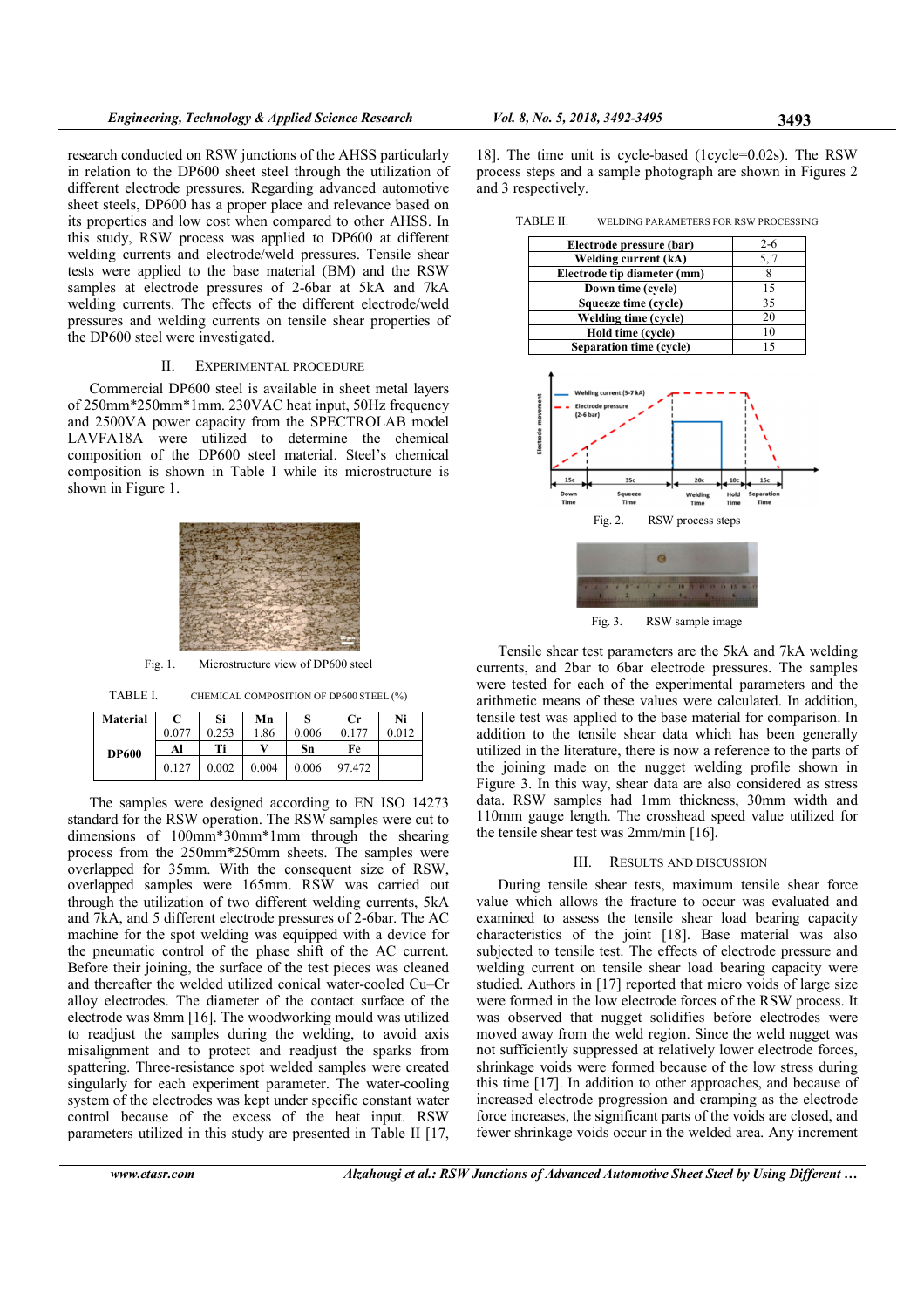research conducted on RSW junctions of the AHSS particularly in relation to the DP600 sheet steel through the utilization of different electrode pressures. Regarding advanced automotive sheet steels, DP600 has a proper place and relevance based on its properties and low cost when compared to other AHSS. In this study, RSW process was applied to DP600 at different welding currents and electrode/weld pressures. Tensile shear tests were applied to the base material (BM) and the RSW samples at electrode pressures of 2-6bar at 5kA and 7kA welding currents. The effects of the different electrode/weld pressures and welding currents on tensile shear properties of the DP600 steel were investigated.

## II. Experimental Procedure

Commercial DP600 steel is available in sheet metal layers of 250mm*250mm*1mm. 230VAC heat input, 50Hz frequency and 2500VA power capacity from the SPECTROLAB model LAVFA18A were utilized to determine the chemical composition of the DP600 steel material. Steel's chemical composition is shown in Table I while its microstructure is shown in Figure 1.

Fig. 1. Microstructure view of DP600 steel

TABLE I. CHEMICAL COMPOSITION OF DP600 STEEL (%)

| Material | C | Si | Mn | S | Cr | Ni |
|---|---|---|---|---|---|---|
| DP600 | 0.077 | 0.253 | 1.86 | 0.006 | 0.177 | 0.012 |
| | **Al** | **Ti** | **V** | **Sn** | **Fe** | |
| | 0.127 | 0.002 | 0.004 | 0.006 | 97.472 | |

The samples were designed according to EN ISO 14273 standard for the RSW operation. The RSW samples were cut to dimensions of 100mm*30mm*1mm through the shearing process from the 250mm*250mm sheets. The samples were overlapped for 35mm. With the consequent size of RSW, overlapped samples were 165mm. RSW was carried out through the utilization of two different welding currents, 5kA and 7kA, and 5 different electrode pressures of 2-6bar. The AC machine for the spot welding was equipped with a device for the pneumatic control of the phase shift of the AC current. Before their joining, the surface of the test pieces was cleaned and thereafter the welded utilized conical water-cooled Cu–Cr alloy electrodes. The diameter of the contact surface of the electrode was 8mm [16]. The woodworking mould was utilized to readjust the samples during the welding, to avoid axis misalignment and to protect and readjust the sparks from spattering. Three-resistance spot welded samples were created singularly for each experiment parameter. The water-cooling system of the electrodes was kept under specific constant water control because of the excess of the heat input. RSW parameters utilized in this study are presented in Table II [17, 18]. The time unit is cycle-based (1cycle=0.02s). The RSW process steps and a sample photograph are shown in Figures 2 and 3 respectively.

TABLE II. WELDING PARAMETERS FOR RSW PROCESSING

| | |
|---|---|
| **Electrode pressure (bar)** | 2-6 |
| **Welding current (kA)** | 5, 7 |
| **Electrode tip diameter (mm)** | 8 |
| **Down time (cycle)** | 15 |
| **Squeeze time (cycle)** | 35 |
| **Welding time (cycle)** | 20 |
| **Hold time (cycle)** | 10 |
| **Separation time (cycle)** | 15 |

Welding current (5-7 kA)
Electrode pressure (2-6 bar)
Electrode movement
15c 35c 20c 10c 15c
Down Time
Squeeze Time
Welding Time
Hold Time
Separation Time

Fig. 2. RSW process steps

Fig. 3. RSW sample image

Tensile shear test parameters are the 5kA and 7kA welding currents, and 2bar to 6bar electrode pressures. The samples were tested for each of the experimental parameters and the arithmetic means of these values were calculated. In addition, tensile test was applied to the base material for comparison. In addition to the tensile shear data which has been generally utilized in the literature, there is now a reference to the parts of the joining made on the nugget welding profile shown in Figure 3. In this way, shear data are also considered as stress data. RSW samples had 1mm thickness, 30mm width and 110mm gauge length. The crosshead speed value utilized for the tensile shear test was 2mm/min [16].

## III. Results and Discussion

During tensile shear tests, maximum tensile shear force value which allows the fracture to occur was evaluated and examined to assess the tensile shear load bearing capacity characteristics of the joint [18]. Base material was also subjected to tensile test. The effects of electrode pressure and welding current on tensile shear load bearing capacity were studied. Authors in [17] reported that micro voids of large size were formed in the low electrode forces of the RSW process. It was observed that nugget solidifies before electrodes were moved away from the weld region. Since the weld nugget was not sufficiently suppressed at relatively lower electrode forces, shrinkage voids were formed because of the low stress during this time [17]. In addition to other approaches, and because of increased electrode progression and cramping as the electrode force increases, the significant parts of the voids are closed, and fewer shrinkage voids occur in the welded area. Any increment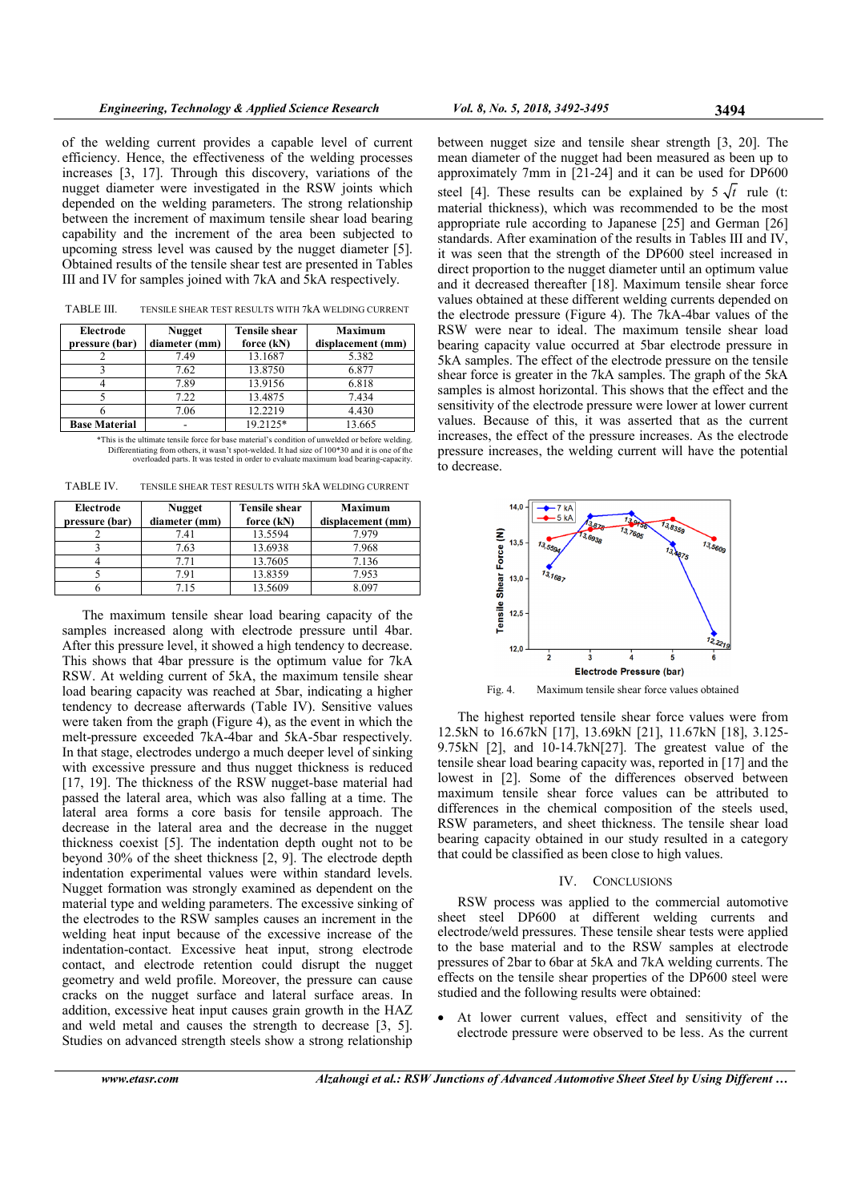of the welding current provides a capable level of current efficiency. Hence, the effectiveness of the welding processes increases [3, 17]. Through this discovery, variations of the nugget diameter were investigated in the RSW joints which depended on the welding parameters. The strong relationship between the increment of maximum tensile shear load bearing capability and the increment of the area been subjected to upcoming stress level was caused by the nugget diameter [5]. Obtained results of the tensile shear test are presented in Tables III and IV for samples joined with 7kA and 5kA respectively.

TABLE III. TENSILE SHEAR TEST RESULTS WITH 7kA WELDING CURRENT

| Electrode pressure (bar) | Nugget diameter (mm) | Tensile shear force (kN) | Maximum displacement (mm) |
|---|---|---|---|
| 2 | 7.49 | 13.1687 | 5.382 |
| 3 | 7.62 | 13.8750 | 6.877 |
| 4 | 7.89 | 13.9156 | 6.818 |
| 5 | 7.22 | 13.4875 | 7.434 |
| 6 | 7.06 | 12.2219 | 4.430 |
| **Base Material** | - | 19.2125* | 13.665 |

*This is the ultimate tensile force for base material's condition of unwelded or before welding. Differentiating from others, it wasn't spot-welded. It had size of 100*30 and it is one of the overloaded parts. It was tested in order to evaluate maximum load bearing-capacity.

TABLE IV. TENSILE SHEAR TEST RESULTS WITH 5kA WELDING CURRENT

| Electrode pressure (bar) | Nugget diameter (mm) | Tensile shear force (kN) | Maximum displacement (mm) |
|---|---|---|---|
| 2 | 7.41 | 13.5594 | 7.979 |
| 3 | 7.63 | 13.6938 | 7.968 |
| 4 | 7.71 | 13.7605 | 7.136 |
| 5 | 7.91 | 13.8359 | 7.953 |
| 6 | 7.15 | 13.5609 | 8.097 |

The maximum tensile shear load bearing capacity of the samples increased along with electrode pressure until 4bar. After this pressure level, it showed a high tendency to decrease. This shows that 4bar pressure is the optimum value for 7kA RSW. At welding current of 5kA, the maximum tensile shear load bearing capacity was reached at 5bar, indicating a higher tendency to decrease afterwards (Table IV). Sensitive values were taken from the graph (Figure 4), as the event in which the melt-pressure exceeded 7kA-4bar and 5kA-5bar respectively. In that stage, electrodes undergo a much deeper level of sinking with excessive pressure and thus nugget thickness is reduced [17, 19]. The thickness of the RSW nugget-base material had passed the lateral area, which was also falling at a time. The lateral area forms a core basis for tensile approach. The decrease in the lateral area and the decrease in the nugget thickness coexist [5]. The indentation depth ought not to be beyond 30% of the sheet thickness [2, 9]. The electrode depth indentation experimental values were within standard levels. Nugget formation was strongly examined as dependent on the material type and welding parameters. The excessive sinking of the electrodes to the RSW samples causes an increment in the welding heat input because of the excessive increase of the indentation-contact. Excessive heat input, strong electrode contact, and electrode retention could disrupt the nugget geometry and weld profile. Moreover, the pressure can cause cracks on the nugget surface and lateral surface areas. In addition, excessive heat input causes grain growth in the HAZ and weld metal and causes the strength to decrease [3, 5]. Studies on advanced strength steels show a strong relationship between nugget size and tensile shear strength [3, 20]. The mean diameter of the nugget had been measured as been up to approximately 7mm in [21-24] and it can be used for DP600 steel [4]. These results can be explained by $5\sqrt{t}$ rule (t: material thickness), which was recommended to be the most appropriate rule according to Japanese [25] and German [26] standards. After examination of the results in Tables III and IV, it was seen that the strength of the DP600 steel increased in direct proportion to the nugget diameter until an optimum value and it decreased thereafter [18]. Maximum tensile shear force values obtained at these different welding currents depended on the electrode pressure (Figure 4). The 7kA-4bar values of the RSW were near to ideal. The maximum tensile shear load bearing capacity value occurred at 5bar electrode pressure in 5kA samples. The effect of the electrode pressure on the tensile shear force is greater in the 7kA samples. The graph of the 5kA samples is almost horizontal. This shows that the effect and the sensitivity of the electrode pressure were lower at lower current values. Because of this, it was asserted that as the current increases, the effect of the pressure increases. As the electrode pressure increases, the welding current will have the potential to decrease.

Fig. 4. Maximum tensile shear force values obtained

The highest reported tensile shear force values were from 12.5kN to 16.67kN [17], 13.69kN [21], 11.67kN [18], 3.125-9.75kN [2], and 10-14.7kN[27]. The greatest value of the tensile shear load bearing capacity was, reported in [17] and the lowest in [2]. Some of the differences observed between maximum tensile shear force values can be attributed to differences in the chemical composition of the steels used, RSW parameters, and sheet thickness. The tensile shear load bearing capacity obtained in our study resulted in a category that could be classified as been close to high values.

## IV. CONCLUSIONS

RSW process was applied to the commercial automotive sheet steel DP600 at different welding currents and electrode/weld pressures. These tensile shear tests were applied to the base material and to the RSW samples at electrode pressures of 2bar to 6bar at 5kA and 7kA welding currents. The effects on the tensile shear properties of the DP600 steel were studied and the following results were obtained:

- At lower current values, effect and sensitivity of the electrode pressure were observed to be less. As the current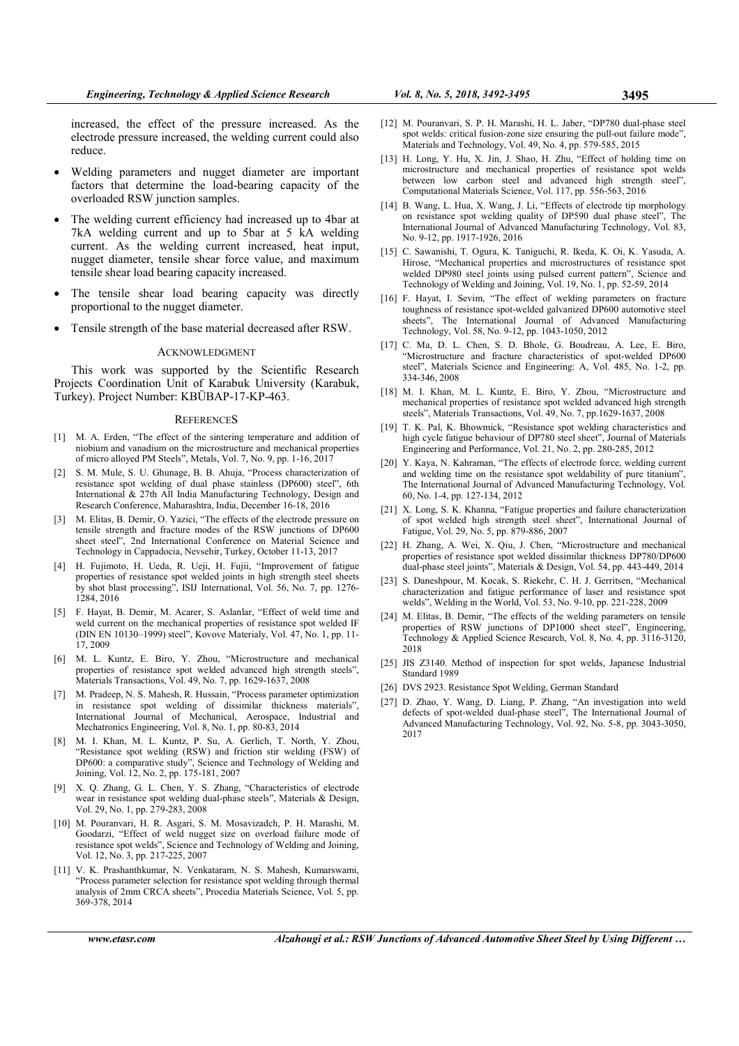increased, the effect of the pressure increased. As the electrode pressure increased, the welding current could also reduce.

- Welding parameters and nugget diameter are important factors that determine the load-bearing capacity of the overloaded RSW junction samples.
- The welding current efficiency had increased up to 4bar at 7kA welding current and up to 5bar at 5 kA welding current. As the welding current increased, heat input, nugget diameter, tensile shear force value, and maximum tensile shear load bearing capacity increased.
- The tensile shear load bearing capacity was directly proportional to the nugget diameter.
- Tensile strength of the base material decreased after RSW.

## ACKNOWLEDGMENT

This work was supported by the Scientific Research Projects Coordination Unit of Karabuk University (Karabuk, Turkey). Project Number: KBÜBAP-17-KP-463.

## REFERENCES

[1] M. A. Erden, "The effect of the sintering temperature and addition of niobium and vanadium on the microstructure and mechanical properties of micro alloyed PM Steels", Metals, Vol. 7, No. 9, pp. 1-16, 2017

[2] S. M. Mule, S. U. Ghunage, B. B. Ahuja, "Process characterization of resistance spot welding of dual phase stainless (DP600) steel", 6th International & 27th All India Manufacturing Technology, Design and Research Conference, Maharashtra, India, December 16-18, 2016

[3] M. Elitas, B. Demir, O. Yazici, "The effects of the electrode pressure on tensile strength and fracture modes of the RSW junctions of DP600 sheet steel", 2nd International Conference on Material Science and Technology in Cappadocia, Nevsehir, Turkey, October 11-13, 2017

[4] H. Fujimoto, H. Ueda, R. Ueji, H. Fujii, "Improvement of fatigue properties of resistance spot welded joints in high strength steel sheets by shot blast processing", ISIJ International, Vol. 56, No. 7, pp. 1276-1284, 2016

[5] F. Hayat, B. Demir, M. Acarer, S. Aslanlar, "Effect of weld time and weld current on the mechanical properties of resistance spot welded IF (DIN EN 10130–1999) steel", Kovove Materialy, Vol. 47, No. 1, pp. 11-17, 2009

[6] M. L. Kuntz, E. Biro, Y. Zhou, "Microstructure and mechanical properties of resistance spot welded advanced high strength steels", Materials Transactions, Vol. 49, No. 7, pp. 1629-1637, 2008

[7] M. Pradeep, N. S. Mahesh, R. Hussain, "Process parameter optimization in resistance spot welding of dissimilar thickness materials", International Journal of Mechanical, Aerospace, Industrial and Mechatronics Engineering, Vol. 8, No. 1, pp. 80-83, 2014

[8] M. I. Khan, M. L. Kuntz, P. Su, A. Gerlich, T. North, Y. Zhou, "Resistance spot welding (RSW) and friction stir welding (FSW) of DP600: a comparative study", Science and Technology of Welding and Joining, Vol. 12, No. 2, pp. 175-181, 2007

[9] X. Q. Zhang, G. L. Chen, Y. S. Zhang, "Characteristics of electrode wear in resistance spot welding dual-phase steels", Materials & Design, Vol. 29, No. 1, pp. 279-283, 2008

[10] M. Pouranvari, H. R. Asgari, S. M. Mosavizadch, P. H. Marashi, M. Goodarzi, "Effect of weld nugget size on overload failure mode of resistance spot welds", Science and Technology of Welding and Joining, Vol. 12, No. 3, pp. 217-225, 2007

[11] V. K. Prashanthkumar, N. Venkataram, N. S. Mahesh, Kumarswami, "Process parameter selection for resistance spot welding through thermal analysis of 2mm CRCA sheets", Procedia Materials Science, Vol. 5, pp. 369-378, 2014

[12] M. Pouranvari, S. P. H. Marashi, H. L. Jaber, "DP780 dual-phase steel spot welds: critical fusion-zone size ensuring the pull-out failure mode", Materials and Technology, Vol. 49, No. 4, pp. 579-585, 2015

[13] H. Long, Y. Hu, X. Jin, J. Shao, H. Zhu, "Effect of holding time on microstructure and mechanical properties of resistance spot welds between low carbon steel and advanced high strength steel", Computational Materials Science, Vol. 117, pp. 556-563, 2016

[14] B. Wang, L. Hua, X. Wang, J. Li, "Effects of electrode tip morphology on resistance spot welding quality of DP590 dual phase steel", The International Journal of Advanced Manufacturing Technology, Vol. 83, No. 9-12, pp. 1917-1926, 2016

[15] C. Sawanishi, T. Ogura, K. Taniguchi, R. Ikeda, K. Oi, K. Yasuda, A. Hirose, "Mechanical properties and microstructures of resistance spot welded DP980 steel joints using pulsed current pattern", Science and Technology of Welding and Joining, Vol. 19, No. 1, pp. 52-59, 2014

[16] F. Hayat, I. Sevim, "The effect of welding parameters on fracture toughness of resistance spot-welded galvanized DP600 automotive steel sheets", The International Journal of Advanced Manufacturing Technology, Vol. 58, No. 9-12, pp. 1043-1050, 2012

[17] C. Ma, D. L. Chen, S. D. Bhole, G. Boudreau, A. Lee, E. Biro, "Microstructure and fracture characteristics of spot-welded DP600 steel", Materials Science and Engineering: A, Vol. 485, No. 1-2, pp. 334-346, 2008

[18] M. I. Khan, M. L. Kuntz, E. Biro, Y. Zhou, "Microstructure and mechanical properties of resistance spot welded advanced high strength steels", Materials Transactions, Vol. 49, No. 7, pp.1629-1637, 2008

[19] T. K. Pal, K. Bhowmick, "Resistance spot welding characteristics and high cycle fatigue behaviour of DP780 steel sheet", Journal of Materials Engineering and Performance, Vol. 21, No. 2, pp. 280-285, 2012

[20] Y. Kaya, N. Kahraman, "The effects of electrode force, welding current and welding time on the resistance spot weldability of pure titanium", The International Journal of Advanced Manufacturing Technology, Vol. 60, No. 1-4, pp. 127-134, 2012

[21] X. Long, S. K. Khanna, "Fatigue properties and failure characterization of spot welded high strength steel sheet", International Journal of Fatigue, Vol. 29, No. 5, pp. 879-886, 2007

[22] H. Zhang, A. Wei, X. Qiu, J. Chen, "Microstructure and mechanical properties of resistance spot welded dissimilar thickness DP780/DP600 dual-phase steel joints", Materials & Design, Vol. 54, pp. 443-449, 2014

[23] S. Daneshpour, M. Kocak, S. Riekehr, C. H. J. Gerritsen, "Mechanical characterization and fatigue performance of laser and resistance spot welds", Welding in the World, Vol. 53, No. 9-10, pp. 221-228, 2009

[24] M. Elitas, B. Demir, "The effects of the welding parameters on tensile properties of RSW junctions of DP1000 sheet steel", Engineering, Technology & Applied Science Research, Vol. 8, No. 4, pp. 3116-3120, 2018

[25] JIS Z3140. Method of inspection for spot welds, Japanese Industrial Standard 1989

[26] DVS 2923. Resistance Spot Welding, German Standard

[27] D. Zhao, Y. Wang, D. Liang, P. Zhang, "An investigation into weld defects of spot-welded dual-phase steel", The International Journal of Advanced Manufacturing Technology, Vol. 92, No. 5-8, pp. 3043-3050, 2017